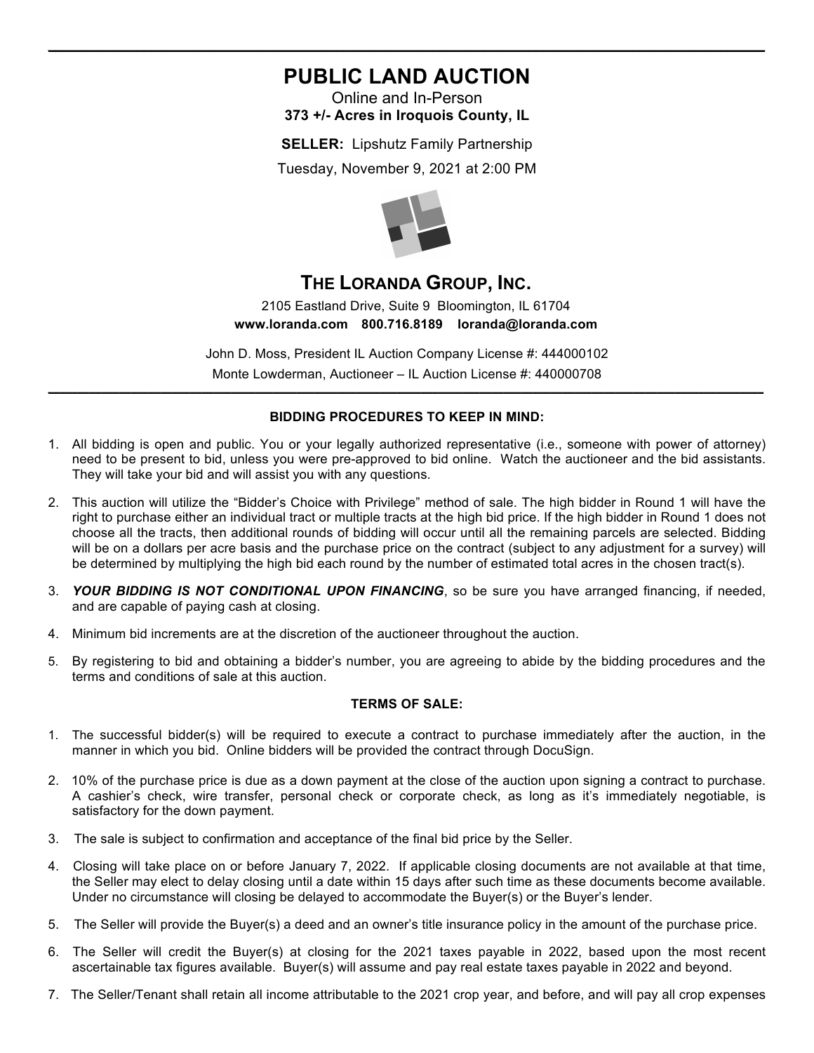# PUBLIC LAND AUCTION

Online and In-Person

**373 +/- Acres in Iroquois County, IL**

**SELLER:** Lipshutz Family Partnership

Tuesday, November 9, 2021 at 2:00 PM

## THE LORANDA GROUP, INC.

2105 Eastland Drive, Suite 9 Bloomington, IL 61704

**www.loranda.com 800.716.8189 loranda@loranda.com**

John D. Moss, President IL Auction Company License #: 444000102

Monte Lowderman, Auctioneer – IL Auction License #: 440000708

---

### BIDDING PROCEDURES TO KEEP IN MIND:

1. All bidding is open and public. You or your legally authorized representative (i.e., someone with power of attorney) need to be present to bid, unless you were pre-approved to bid online. Watch the auctioneer and the bid assistants. They will take your bid and will assist you with any questions.
2. This auction will utilize the "Bidder's Choice with Privilege" method of sale. The high bidder in Round 1 will have the right to purchase either an individual tract or multiple tracts at the high bid price. If the high bidder in Round 1 does not choose all the tracts, then additional rounds of bidding will occur until all the remaining parcels are selected. Bidding will be on a dollars per acre basis and the purchase price on the contract (subject to any adjustment for a survey) will be determined by multiplying the high bid each round by the number of estimated total acres in the chosen tract(s).
3. ***YOUR BIDDING IS NOT CONDITIONAL UPON FINANCING***, so be sure you have arranged financing, if needed, and are capable of paying cash at closing.
4. Minimum bid increments are at the discretion of the auctioneer throughout the auction.
5. By registering to bid and obtaining a bidder's number, you are agreeing to abide by the bidding procedures and the terms and conditions of sale at this auction.

### TERMS OF SALE:

1. The successful bidder(s) will be required to execute a contract to purchase immediately after the auction, in the manner in which you bid. Online bidders will be provided the contract through DocuSign.
2. 10% of the purchase price is due as a down payment at the close of the auction upon signing a contract to purchase. A cashier's check, wire transfer, personal check or corporate check, as long as it's immediately negotiable, is satisfactory for the down payment.
3. The sale is subject to confirmation and acceptance of the final bid price by the Seller.
4. Closing will take place on or before January 7, 2022. If applicable closing documents are not available at that time, the Seller may elect to delay closing until a date within 15 days after such time as these documents become available. Under no circumstance will closing be delayed to accommodate the Buyer(s) or the Buyer's lender.
5. The Seller will provide the Buyer(s) a deed and an owner's title insurance policy in the amount of the purchase price.
6. The Seller will credit the Buyer(s) at closing for the 2021 taxes payable in 2022, based upon the most recent ascertainable tax figures available. Buyer(s) will assume and pay real estate taxes payable in 2022 and beyond.
7. The Seller/Tenant shall retain all income attributable to the 2021 crop year, and before, and will pay all crop expenses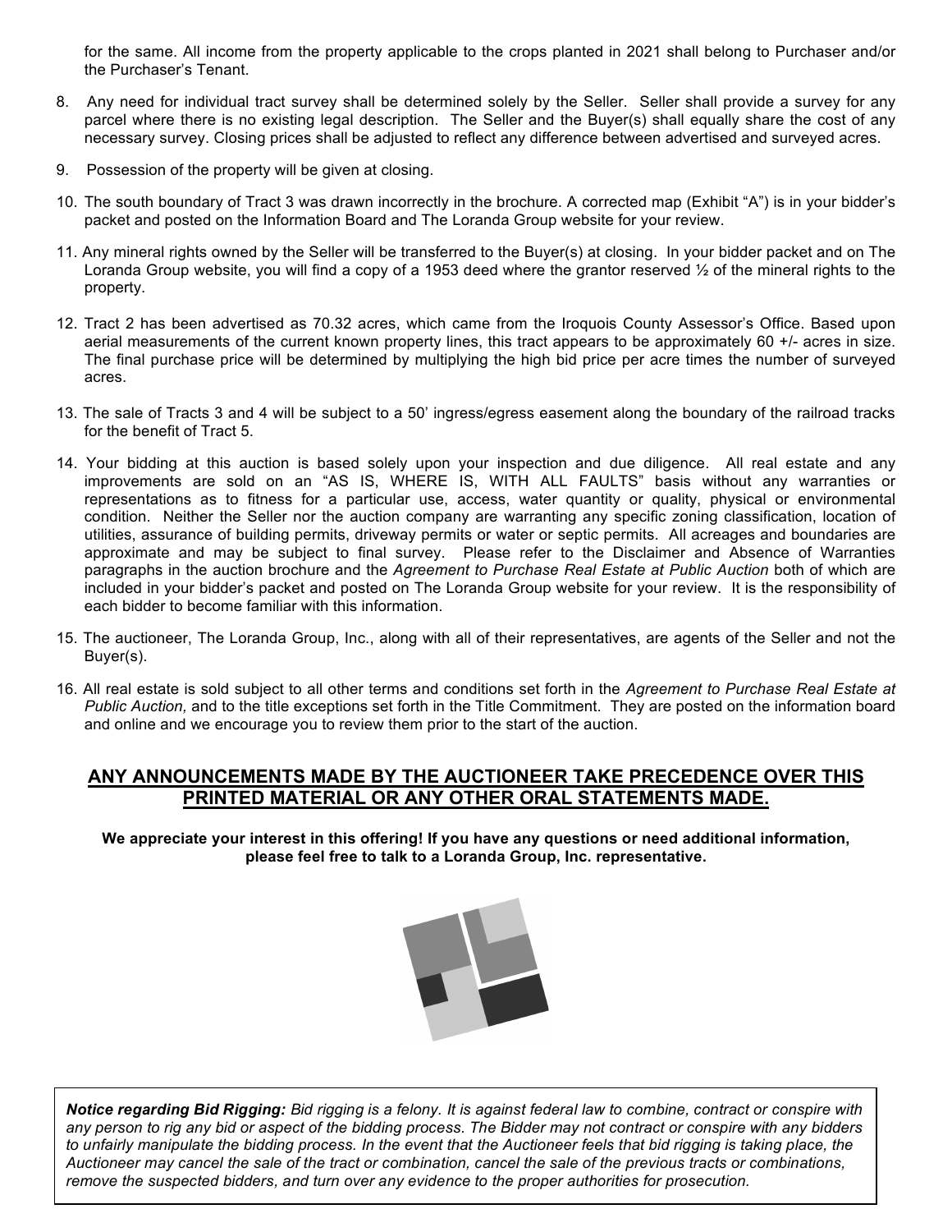for the same. All income from the property applicable to the crops planted in 2021 shall belong to Purchaser and/or the Purchaser's Tenant.

8. Any need for individual tract survey shall be determined solely by the Seller. Seller shall provide a survey for any parcel where there is no existing legal description. The Seller and the Buyer(s) shall equally share the cost of any necessary survey. Closing prices shall be adjusted to reflect any difference between advertised and surveyed acres.
9. Possession of the property will be given at closing.
10. The south boundary of Tract 3 was drawn incorrectly in the brochure. A corrected map (Exhibit "A") is in your bidder's packet and posted on the Information Board and The Loranda Group website for your review.
11. Any mineral rights owned by the Seller will be transferred to the Buyer(s) at closing. In your bidder packet and on The Loranda Group website, you will find a copy of a 1953 deed where the grantor reserved ½ of the mineral rights to the property.
12. Tract 2 has been advertised as 70.32 acres, which came from the Iroquois County Assessor's Office. Based upon aerial measurements of the current known property lines, this tract appears to be approximately 60 +/- acres in size. The final purchase price will be determined by multiplying the high bid price per acre times the number of surveyed acres.
13. The sale of Tracts 3 and 4 will be subject to a 50' ingress/egress easement along the boundary of the railroad tracks for the benefit of Tract 5.
14. Your bidding at this auction is based solely upon your inspection and due diligence. All real estate and any improvements are sold on an "AS IS, WHERE IS, WITH ALL FAULTS" basis without any warranties or representations as to fitness for a particular use, access, water quantity or quality, physical or environmental condition. Neither the Seller nor the auction company are warranting any specific zoning classification, location of utilities, assurance of building permits, driveway permits or water or septic permits. All acreages and boundaries are approximate and may be subject to final survey. Please refer to the Disclaimer and Absence of Warranties paragraphs in the auction brochure and the *Agreement to Purchase Real Estate at Public Auction* both of which are included in your bidder's packet and posted on The Loranda Group website for your review. It is the responsibility of each bidder to become familiar with this information.
15. The auctioneer, The Loranda Group, Inc., along with all of their representatives, are agents of the Seller and not the Buyer(s).
16. All real estate is sold subject to all other terms and conditions set forth in the *Agreement to Purchase Real Estate at Public Auction,* and to the title exceptions set forth in the Title Commitment. They are posted on the information board and online and we encourage you to review them prior to the start of the auction.

## ANY ANNOUNCEMENTS MADE BY THE AUCTIONEER TAKE PRECEDENCE OVER THIS PRINTED MATERIAL OR ANY OTHER ORAL STATEMENTS MADE.

**We appreciate your interest in this offering! If you have any questions or need additional information, please feel free to talk to a Loranda Group, Inc. representative.**

***Notice regarding Bid Rigging:*** *Bid rigging is a felony. It is against federal law to combine, contract or conspire with any person to rig any bid or aspect of the bidding process. The Bidder may not contract or conspire with any bidders to unfairly manipulate the bidding process. In the event that the Auctioneer feels that bid rigging is taking place, the Auctioneer may cancel the sale of the tract or combination, cancel the sale of the previous tracts or combinations, remove the suspected bidders, and turn over any evidence to the proper authorities for prosecution.*